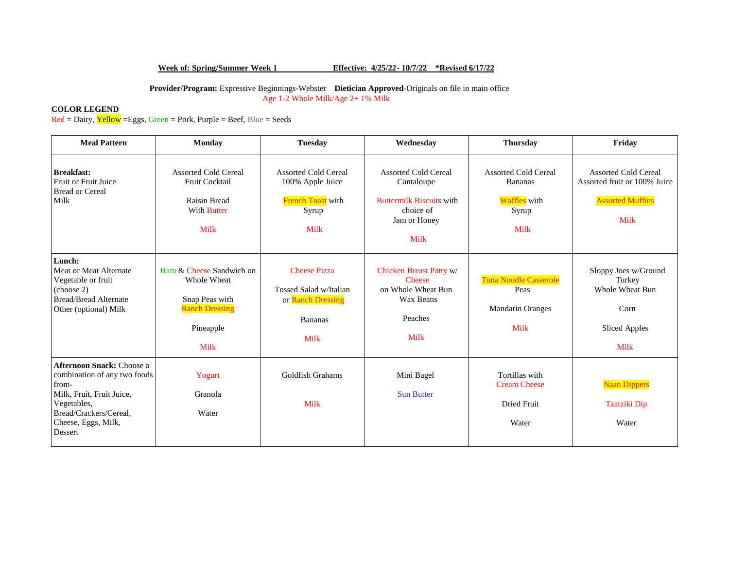**Week of: Spring/Summer Week 1** **Effective: 4/25/22- 10/7/22 \*Revised 6/17/22**

**Provider/Program:** Expressive Beginnings-Webster **Dietician Approved**-Originals on file in main office

Age 1-2 Whole Milk/Age 2+ 1% Milk

**COLOR LEGEND**

Red = Dairy, Yellow =Eggs, Green = Pork, Purple = Beef, Blue = Seeds

| Meal Pattern | Monday | Tuesday | Wednesday | Thursday | Friday |
|---|---|---|---|---|---|
| **Breakfast:**<br>Fruit or Fruit Juice<br>Bread or Cereal<br>Milk | Assorted Cold Cereal<br>Fruit Cocktail<br><br>Raisin Bread<br>With Butter<br><br>Milk | Assorted Cold Cereal<br>100% Apple Juice<br><br>French Toast with Syrup<br><br>Milk | Assorted Cold Cereal<br>Cantaloupe<br><br>Buttermilk Biscuits with choice of<br>Jam or Honey<br><br>Milk | Assorted Cold Cereal<br>Bananas<br><br>Waffles with Syrup<br><br>Milk | Assorted Cold Cereal<br>Assorted fruit or 100% Juice<br><br>Assorted Muffins<br><br>Milk |
| **Lunch:**<br>Meat or Meat Alternate<br>Vegetable or fruit<br>(choose 2)<br>Bread/Bread Alternate<br>Other (optional) Milk | Ham & Cheese Sandwich on Whole Wheat<br><br>Snap Peas with Ranch Dressing<br><br>Pineapple<br><br>Milk | Cheese Pizza<br><br>Tossed Salad w/Italian or Ranch Dressing<br><br>Bananas<br><br>Milk | Chicken Breast Patty w/ Cheese<br>on Whole Wheat Bun<br>Wax Beans<br><br>Peaches<br><br>Milk | Tuna Noodle Casserole<br>Peas<br><br>Mandarin Oranges<br><br>Milk | Sloppy Joes w/Ground Turkey<br>Whole Wheat Bun<br><br>Corn<br><br>Sliced Apples<br><br>Milk |
| **Afternoon Snack:** Choose a combination of any two foods from-<br>Milk, Fruit, Fruit Juice, Vegetables, Bread/Crackers/Cereal, Cheese, Eggs, Milk, Dessert | Yogurt<br><br>Granola<br><br>Water | Goldfish Grahams<br><br>Milk | Mini Bagel<br><br>Sun Butter | Tortillas with Cream Cheese<br><br>Dried Fruit<br><br>Water | Naan Dippers<br><br>Tzatziki Dip<br><br>Water |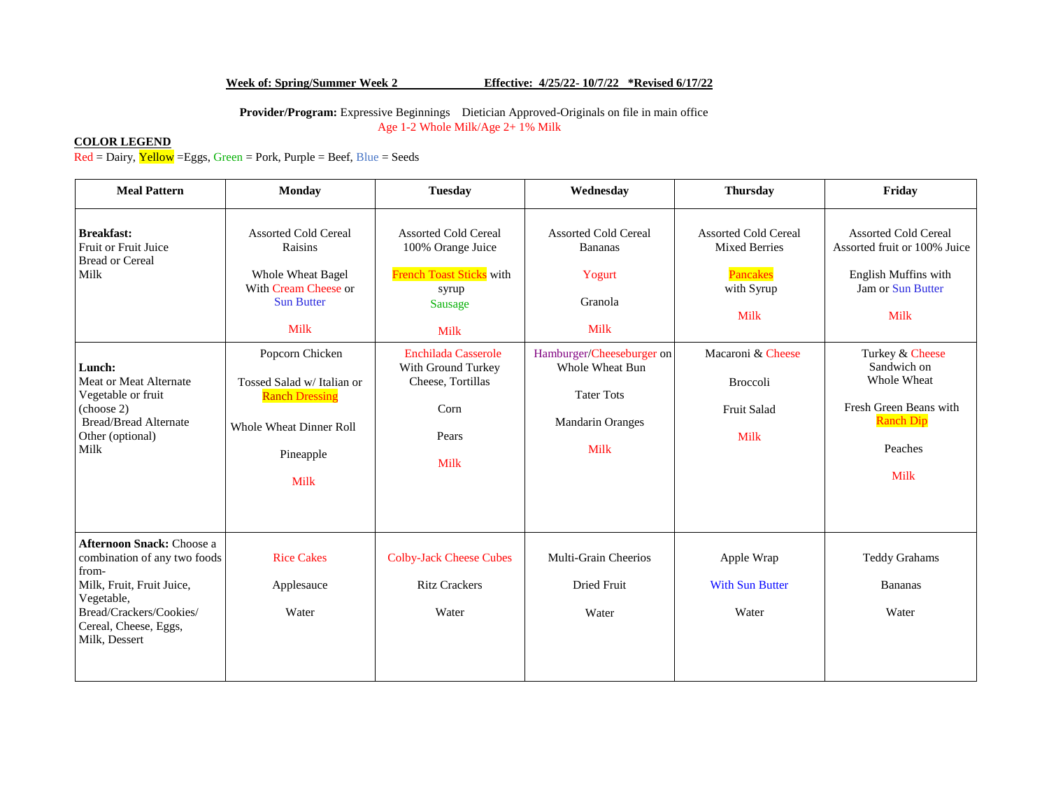**Week of: Spring/Summer Week 2** **Effective: 4/25/22- 10/7/22 *Revised 6/17/22**

**Provider/Program:** Expressive Beginnings Dietician Approved-Originals on file in main office

Age 1-2 Whole Milk/Age 2+ 1% Milk

**COLOR LEGEND**

Red = Dairy, Yellow =Eggs, Green = Pork, Purple = Beef, Blue = Seeds

| Meal Pattern | Monday | Tuesday | Wednesday | Thursday | Friday |
|---|---|---|---|---|---|
| **Breakfast:**<br>Fruit or Fruit Juice<br>Bread or Cereal<br>Milk | Assorted Cold Cereal<br>Raisins<br><br>Whole Wheat Bagel<br>With Cream Cheese or<br>Sun Butter<br><br>Milk | Assorted Cold Cereal<br>100% Orange Juice<br><br>French Toast Sticks with<br>syrup<br>Sausage<br><br>Milk | Assorted Cold Cereal<br>Bananas<br><br>Yogurt<br><br>Granola<br><br>Milk | Assorted Cold Cereal<br>Mixed Berries<br><br>Pancakes<br>with Syrup<br><br>Milk | Assorted Cold Cereal<br>Assorted fruit or 100% Juice<br><br>English Muffins with<br>Jam or Sun Butter<br><br>Milk |
| **Lunch:**<br>Meat or Meat Alternate<br>Vegetable or fruit<br>(choose 2)<br>Bread/Bread Alternate<br>Other (optional)<br>Milk | Popcorn Chicken<br><br>Tossed Salad w/ Italian or<br>Ranch Dressing<br><br>Whole Wheat Dinner Roll<br><br>Pineapple<br><br>Milk | Enchilada Casserole<br>With Ground Turkey<br>Cheese, Tortillas<br><br>Corn<br><br>Pears<br><br>Milk | Hamburger/Cheeseburger on<br>Whole Wheat Bun<br><br>Tater Tots<br><br>Mandarin Oranges<br><br>Milk | Macaroni & Cheese<br><br>Broccoli<br><br>Fruit Salad<br><br>Milk | Turkey & Cheese<br>Sandwich on<br>Whole Wheat<br><br>Fresh Green Beans with<br>Ranch Dip<br><br>Peaches<br><br>Milk |
| **Afternoon Snack:** Choose a combination of any two foods from-<br>Milk, Fruit, Fruit Juice, Vegetable,<br>Bread/Crackers/Cookies/<br>Cereal, Cheese, Eggs,<br>Milk, Dessert | Rice Cakes<br><br>Applesauce<br><br>Water | Colby-Jack Cheese Cubes<br><br>Ritz Crackers<br><br>Water | Multi-Grain Cheerios<br><br>Dried Fruit<br><br>Water | Apple Wrap<br><br>With Sun Butter<br><br>Water | Teddy Grahams<br><br>Bananas<br><br>Water |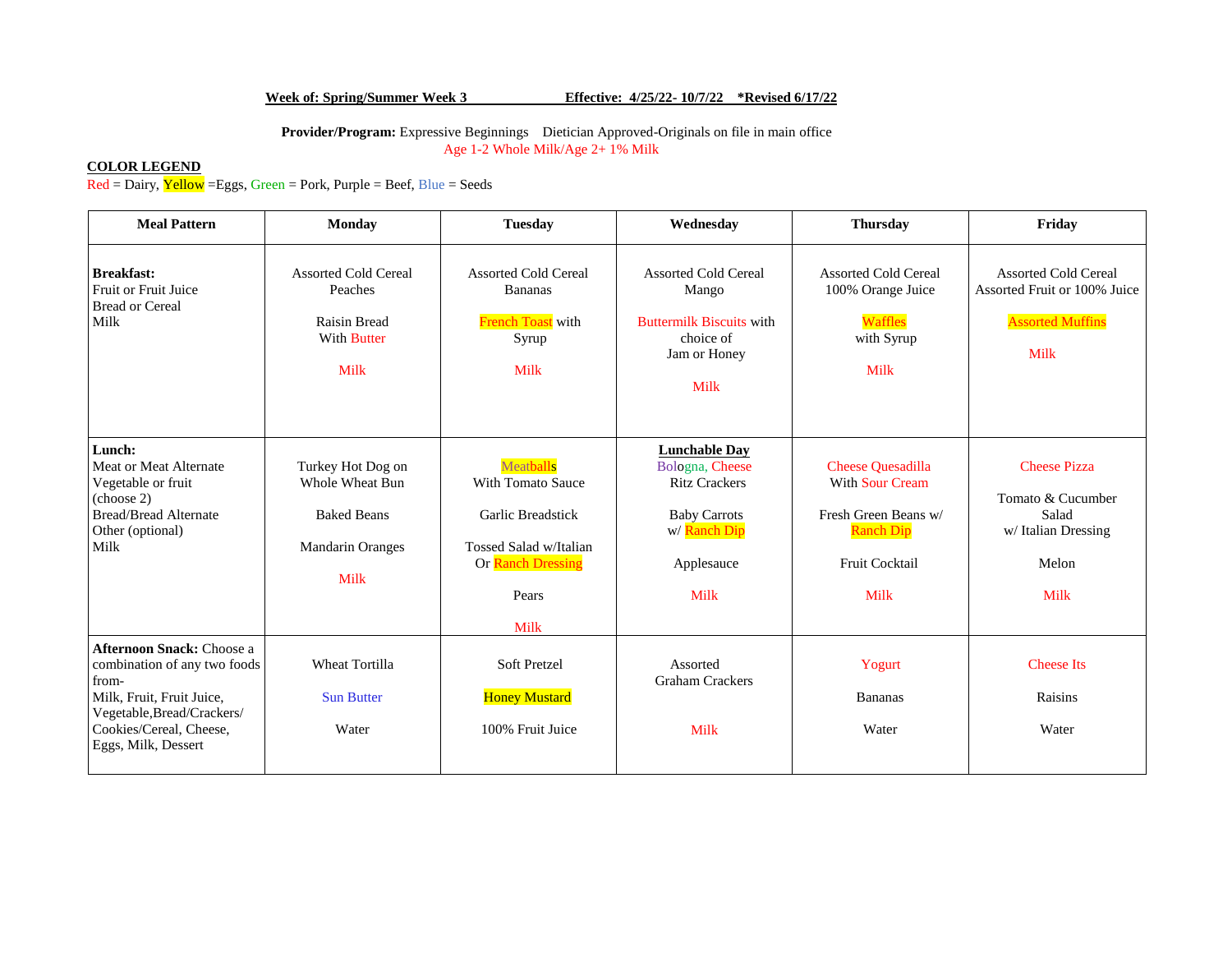**Week of: Spring/Summer Week 3** **Effective: 4/25/22- 10/7/22** ***Revised 6/17/22**

**Provider/Program:** Expressive Beginnings Dietician Approved-Originals on file in main office
Age 1-2 Whole Milk/Age 2+ 1% Milk

**COLOR LEGEND**
Red = Dairy, Yellow =Eggs, Green = Pork, Purple = Beef, Blue = Seeds

| Meal Pattern | Monday | Tuesday | Wednesday | Thursday | Friday |
|---|---|---|---|---|---|
| **Breakfast:**<br>Fruit or Fruit Juice<br>Bread or Cereal<br>Milk | Assorted Cold Cereal<br>Peaches<br><br>Raisin Bread<br>With Butter<br><br>Milk | Assorted Cold Cereal<br>Bananas<br><br>French Toast with<br>Syrup<br><br>Milk | Assorted Cold Cereal<br>Mango<br><br>Buttermilk Biscuits with<br>choice of<br>Jam or Honey<br><br>Milk | Assorted Cold Cereal<br>100% Orange Juice<br><br>Waffles<br>with Syrup<br><br>Milk | Assorted Cold Cereal<br>Assorted Fruit or 100% Juice<br><br>Assorted Muffins<br><br>Milk |
| **Lunch:**<br>Meat or Meat Alternate<br>Vegetable or fruit<br>(choose 2)<br>Bread/Bread Alternate<br>Other (optional)<br>Milk | Turkey Hot Dog on<br>Whole Wheat Bun<br><br>Baked Beans<br><br>Mandarin Oranges<br><br>Milk | Meatballs<br>With Tomato Sauce<br><br>Garlic Breadstick<br><br>Tossed Salad w/Italian<br>Or Ranch Dressing<br><br>Pears<br><br>Milk | **Lunchable Day**<br>Bologna, Cheese<br>Ritz Crackers<br><br>Baby Carrots<br>w/ Ranch Dip<br><br>Applesauce<br><br>Milk | Cheese Quesadilla<br>With Sour Cream<br><br>Fresh Green Beans w/<br>Ranch Dip<br><br>Fruit Cocktail<br><br>Milk | Cheese Pizza<br><br>Tomato & Cucumber<br>Salad<br>w/ Italian Dressing<br><br>Melon<br><br>Milk |
| **Afternoon Snack:** Choose a combination of any two foods from-<br>Milk, Fruit, Fruit Juice, Vegetable,Bread/Crackers/ Cookies/Cereal, Cheese, Eggs, Milk, Dessert | Wheat Tortilla<br><br>Sun Butter<br><br>Water | Soft Pretzel<br><br>Honey Mustard<br><br>100% Fruit Juice | Assorted<br>Graham Crackers<br><br>Milk | Yogurt<br><br>Bananas<br><br>Water | Cheese Its<br><br>Raisins<br><br>Water |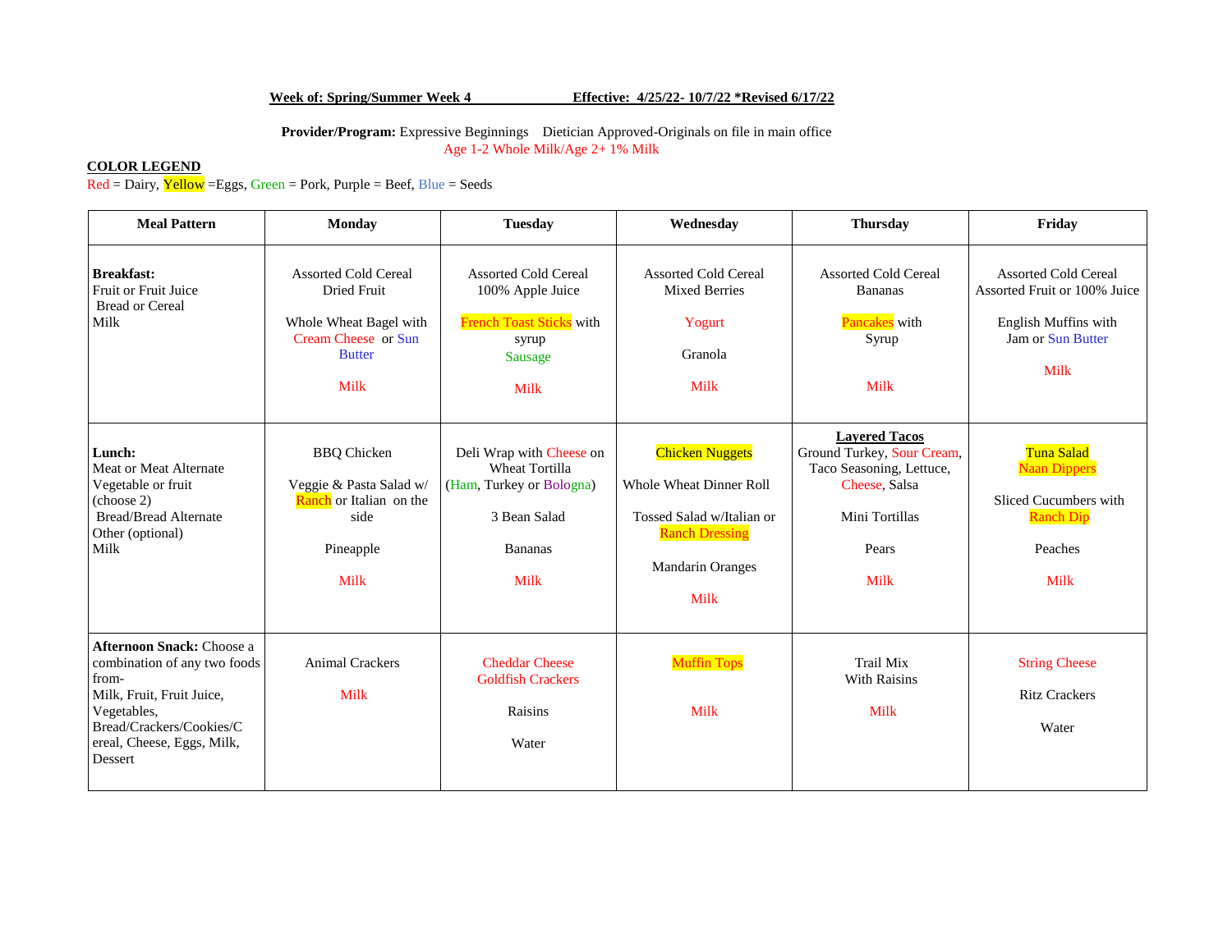**Week of: Spring/Summer Week 4** **Effective: 4/25/22- 10/7/22 *Revised 6/17/22**

**Provider/Program:** Expressive Beginnings Dietician Approved-Originals on file in main office
Age 1-2 Whole Milk/Age 2+ 1% Milk

**COLOR LEGEND**
Red = Dairy, Yellow =Eggs, Green = Pork, Purple = Beef, Blue = Seeds

| Meal Pattern | Monday | Tuesday | Wednesday | Thursday | Friday |
|---|---|---|---|---|---|
| **Breakfast:** Fruit or Fruit Juice Bread or Cereal Milk | Assorted Cold Cereal Dried Fruit<br><br>Whole Wheat Bagel with Cream Cheese or Sun Butter<br><br>Milk | Assorted Cold Cereal 100% Apple Juice<br><br>French Toast Sticks with syrup Sausage<br><br>Milk | Assorted Cold Cereal Mixed Berries<br><br>Yogurt<br><br>Granola<br><br>Milk | Assorted Cold Cereal Bananas<br><br>Pancakes with Syrup<br><br>Milk | Assorted Cold Cereal Assorted Fruit or 100% Juice<br><br>English Muffins with Jam or Sun Butter<br><br>Milk |
| **Lunch:** Meat or Meat Alternate Vegetable or fruit (choose 2) Bread/Bread Alternate Other (optional) Milk | BBQ Chicken<br><br>Veggie & Pasta Salad w/ Ranch or Italian on the side<br><br>Pineapple<br><br>Milk | Deli Wrap with Cheese on Wheat Tortilla (Ham, Turkey or Bologna)<br><br>3 Bean Salad<br><br>Bananas<br><br>Milk | Chicken Nuggets<br><br>Whole Wheat Dinner Roll<br><br>Tossed Salad w/Italian or Ranch Dressing<br><br>Mandarin Oranges<br><br>Milk | **Layered Tacos** Ground Turkey, Sour Cream, Taco Seasoning, Lettuce, Cheese, Salsa<br><br>Mini Tortillas<br><br>Pears<br><br>Milk | Tuna Salad Naan Dippers<br><br>Sliced Cucumbers with Ranch Dip<br><br>Peaches<br><br>Milk |
| **Afternoon Snack:** Choose a combination of any two foods from- Milk, Fruit, Fruit Juice, Vegetables, Bread/Crackers/Cookies/Cereal, Cheese, Eggs, Milk, Dessert | Animal Crackers<br><br>Milk | Cheddar Cheese Goldfish Crackers<br><br>Raisins<br><br>Water | Muffin Tops<br><br>Milk | Trail Mix With Raisins<br><br>Milk | String Cheese<br><br>Ritz Crackers<br><br>Water |